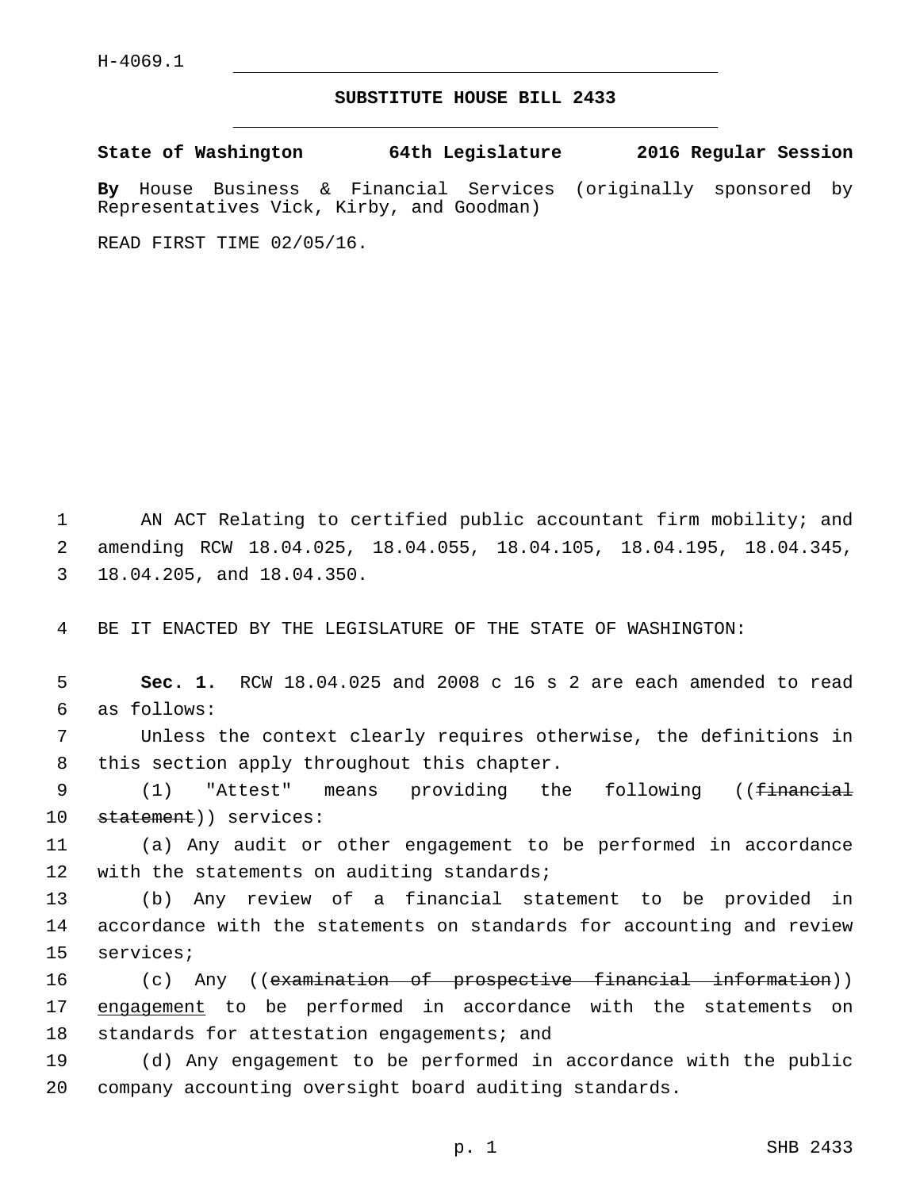H-4069.1

# SUBSTITUTE HOUSE BILL 2433

**State of Washington 64th Legislature 2016 Regular Session**

**By** House Business & Financial Services (originally sponsored by Representatives Vick, Kirby, and Goodman)

READ FIRST TIME 02/05/16.

AN ACT Relating to certified public accountant firm mobility; and amending RCW 18.04.025, 18.04.055, 18.04.105, 18.04.195, 18.04.345, 18.04.205, and 18.04.350.

BE IT ENACTED BY THE LEGISLATURE OF THE STATE OF WASHINGTON:

**Sec. 1.** RCW 18.04.025 and 2008 c 16 s 2 are each amended to read as follows:

Unless the context clearly requires otherwise, the definitions in this section apply throughout this chapter.

(1) "Attest" means providing the following ((~~financial statement~~)) services:

(a) Any audit or other engagement to be performed in accordance with the statements on auditing standards;

(b) Any review of a financial statement to be provided in accordance with the statements on standards for accounting and review services;

(c) Any ((~~examination of prospective financial information~~)) <u>engagement</u> to be performed in accordance with the statements on standards for attestation engagements; and

(d) Any engagement to be performed in accordance with the public company accounting oversight board auditing standards.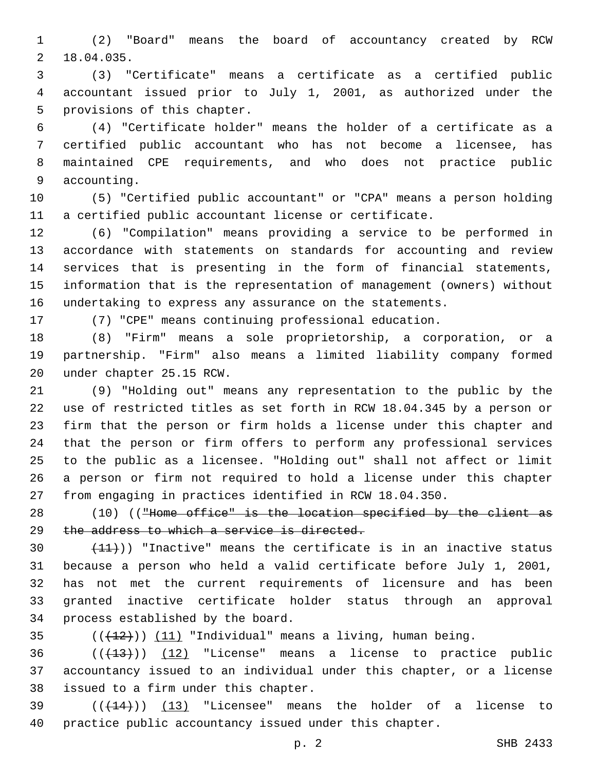(2) "Board" means the board of accountancy created by RCW 18.04.035.

(3) "Certificate" means a certificate as a certified public accountant issued prior to July 1, 2001, as authorized under the provisions of this chapter.

(4) "Certificate holder" means the holder of a certificate as a certified public accountant who has not become a licensee, has maintained CPE requirements, and who does not practice public accounting.

(5) "Certified public accountant" or "CPA" means a person holding a certified public accountant license or certificate.

(6) "Compilation" means providing a service to be performed in accordance with statements on standards for accounting and review services that is presenting in the form of financial statements, information that is the representation of management (owners) without undertaking to express any assurance on the statements.

(7) "CPE" means continuing professional education.

(8) "Firm" means a sole proprietorship, a corporation, or a partnership. "Firm" also means a limited liability company formed under chapter 25.15 RCW.

(9) "Holding out" means any representation to the public by the use of restricted titles as set forth in RCW 18.04.345 by a person or firm that the person or firm holds a license under this chapter and that the person or firm offers to perform any professional services to the public as a licensee. "Holding out" shall not affect or limit a person or firm not required to hold a license under this chapter from engaging in practices identified in RCW 18.04.350.

(10) ((~~"Home office" is the location specified by the client as the address to which a service is directed.~~

~~(11)~~)) "Inactive" means the certificate is in an inactive status because a person who held a valid certificate before July 1, 2001, has not met the current requirements of licensure and has been granted inactive certificate holder status through an approval process established by the board.

((~~(12)~~)) (11) "Individual" means a living, human being.

((~~(13)~~)) (12) "License" means a license to practice public accountancy issued to an individual under this chapter, or a license issued to a firm under this chapter.

((~~(14)~~)) (13) "Licensee" means the holder of a license to practice public accountancy issued under this chapter.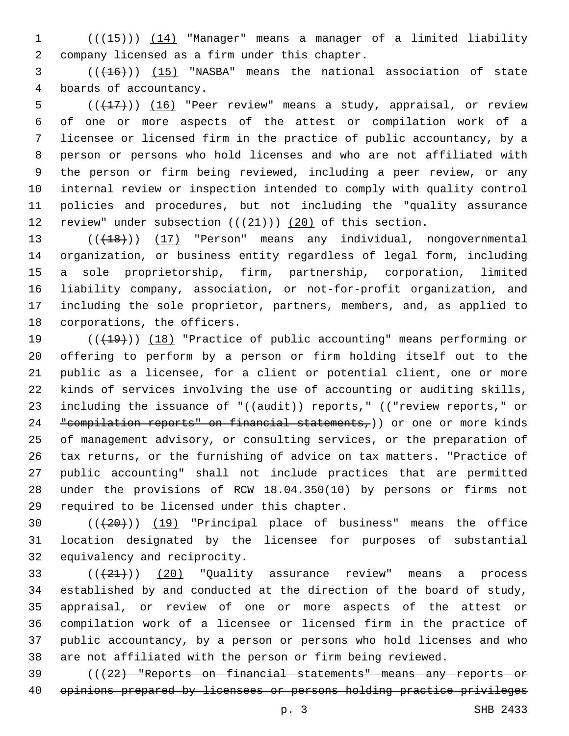(((15))) (14) "Manager" means a manager of a limited liability company licensed as a firm under this chapter.

(((16))) (15) "NASBA" means the national association of state boards of accountancy.

(((17))) (16) "Peer review" means a study, appraisal, or review of one or more aspects of the attest or compilation work of a licensee or licensed firm in the practice of public accountancy, by a person or persons who hold licenses and who are not affiliated with the person or firm being reviewed, including a peer review, or any internal review or inspection intended to comply with quality control policies and procedures, but not including the "quality assurance review" under subsection (((21))) (20) of this section.

(((18))) (17) "Person" means any individual, nongovernmental organization, or business entity regardless of legal form, including a sole proprietorship, firm, partnership, corporation, limited liability company, association, or not-for-profit organization, and including the sole proprietor, partners, members, and, as applied to corporations, the officers.

(((19))) (18) "Practice of public accounting" means performing or offering to perform by a person or firm holding itself out to the public as a licensee, for a client or potential client, one or more kinds of services involving the use of accounting or auditing skills, including the issuance of "((audit)) reports," (("review reports," or "compilation reports" on financial statements,)) or one or more kinds of management advisory, or consulting services, or the preparation of tax returns, or the furnishing of advice on tax matters. "Practice of public accounting" shall not include practices that are permitted under the provisions of RCW 18.04.350(10) by persons or firms not required to be licensed under this chapter.

(((20))) (19) "Principal place of business" means the office location designated by the licensee for purposes of substantial equivalency and reciprocity.

(((21))) (20) "Quality assurance review" means a process established by and conducted at the direction of the board of study, appraisal, or review of one or more aspects of the attest or compilation work of a licensee or licensed firm in the practice of public accountancy, by a person or persons who hold licenses and who are not affiliated with the person or firm being reviewed.

(((22) "Reports on financial statements" means any reports or opinions prepared by licensees or persons holding practice privileges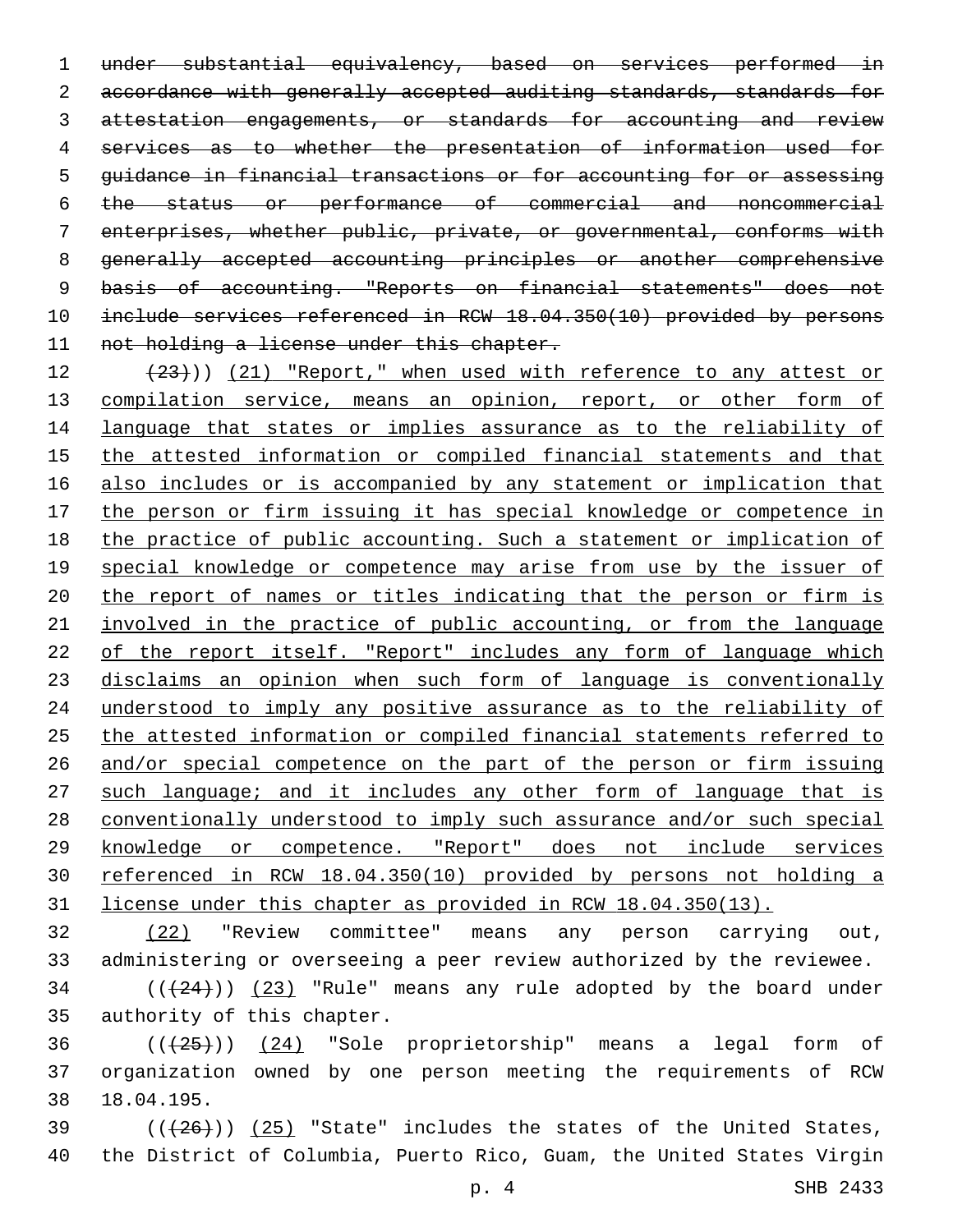~~under substantial equivalency, based on services performed in accordance with generally accepted auditing standards, standards for attestation engagements, or standards for accounting and review services as to whether the presentation of information used for guidance in financial transactions or for accounting for or assessing the status or performance of commercial and noncommercial enterprises, whether public, private, or governmental, conforms with generally accepted accounting principles or another comprehensive basis of accounting. "Reports on financial statements" does not include services referenced in RCW 18.04.350(10) provided by persons not holding a license under this chapter.~~

~~(23)~~)) <u>(21) "Report," when used with reference to any attest or compilation service, means an opinion, report, or other form of language that states or implies assurance as to the reliability of the attested information or compiled financial statements and that also includes or is accompanied by any statement or implication that the person or firm issuing it has special knowledge or competence in the practice of public accounting. Such a statement or implication of special knowledge or competence may arise from use by the issuer of the report of names or titles indicating that the person or firm is involved in the practice of public accounting, or from the language of the report itself. "Report" includes any form of language which disclaims an opinion when such form of language is conventionally understood to imply any positive assurance as to the reliability of the attested information or compiled financial statements referred to and/or special competence on the part of the person or firm issuing such language; and it includes any other form of language that is conventionally understood to imply such assurance and/or such special knowledge or competence. "Report" does not include services referenced in RCW 18.04.350(10) provided by persons not holding a license under this chapter as provided in RCW 18.04.350(13).</u>

<u>(22)</u> "Review committee" means any person carrying out, administering or overseeing a peer review authorized by the reviewee.

((~~(24)~~)) <u>(23)</u> "Rule" means any rule adopted by the board under authority of this chapter.

((~~(25)~~)) <u>(24)</u> "Sole proprietorship" means a legal form of organization owned by one person meeting the requirements of RCW 18.04.195.

((~~(26)~~)) <u>(25)</u> "State" includes the states of the United States, the District of Columbia, Puerto Rico, Guam, the United States Virgin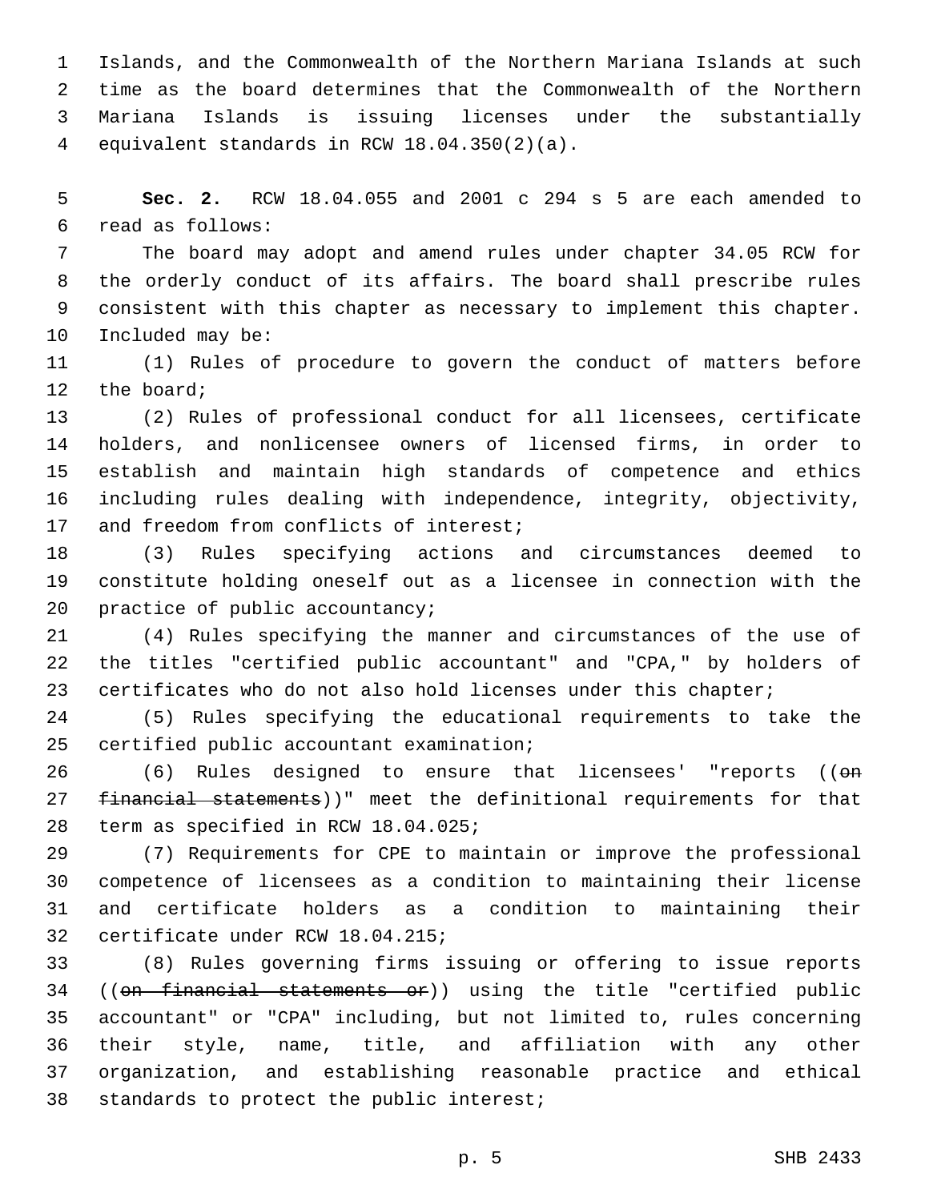Islands, and the Commonwealth of the Northern Mariana Islands at such time as the board determines that the Commonwealth of the Northern Mariana Islands is issuing licenses under the substantially equivalent standards in RCW 18.04.350(2)(a).

**Sec. 2.** RCW 18.04.055 and 2001 c 294 s 5 are each amended to read as follows:

The board may adopt and amend rules under chapter 34.05 RCW for the orderly conduct of its affairs. The board shall prescribe rules consistent with this chapter as necessary to implement this chapter. Included may be:

(1) Rules of procedure to govern the conduct of matters before the board;

(2) Rules of professional conduct for all licensees, certificate holders, and nonlicensee owners of licensed firms, in order to establish and maintain high standards of competence and ethics including rules dealing with independence, integrity, objectivity, and freedom from conflicts of interest;

(3) Rules specifying actions and circumstances deemed to constitute holding oneself out as a licensee in connection with the practice of public accountancy;

(4) Rules specifying the manner and circumstances of the use of the titles "certified public accountant" and "CPA," by holders of certificates who do not also hold licenses under this chapter;

(5) Rules specifying the educational requirements to take the certified public accountant examination;

(6) Rules designed to ensure that licensees' "reports ((~~on financial statements~~))" meet the definitional requirements for that term as specified in RCW 18.04.025;

(7) Requirements for CPE to maintain or improve the professional competence of licensees as a condition to maintaining their license and certificate holders as a condition to maintaining their certificate under RCW 18.04.215;

(8) Rules governing firms issuing or offering to issue reports ((~~on financial statements or~~)) using the title "certified public accountant" or "CPA" including, but not limited to, rules concerning their style, name, title, and affiliation with any other organization, and establishing reasonable practice and ethical standards to protect the public interest;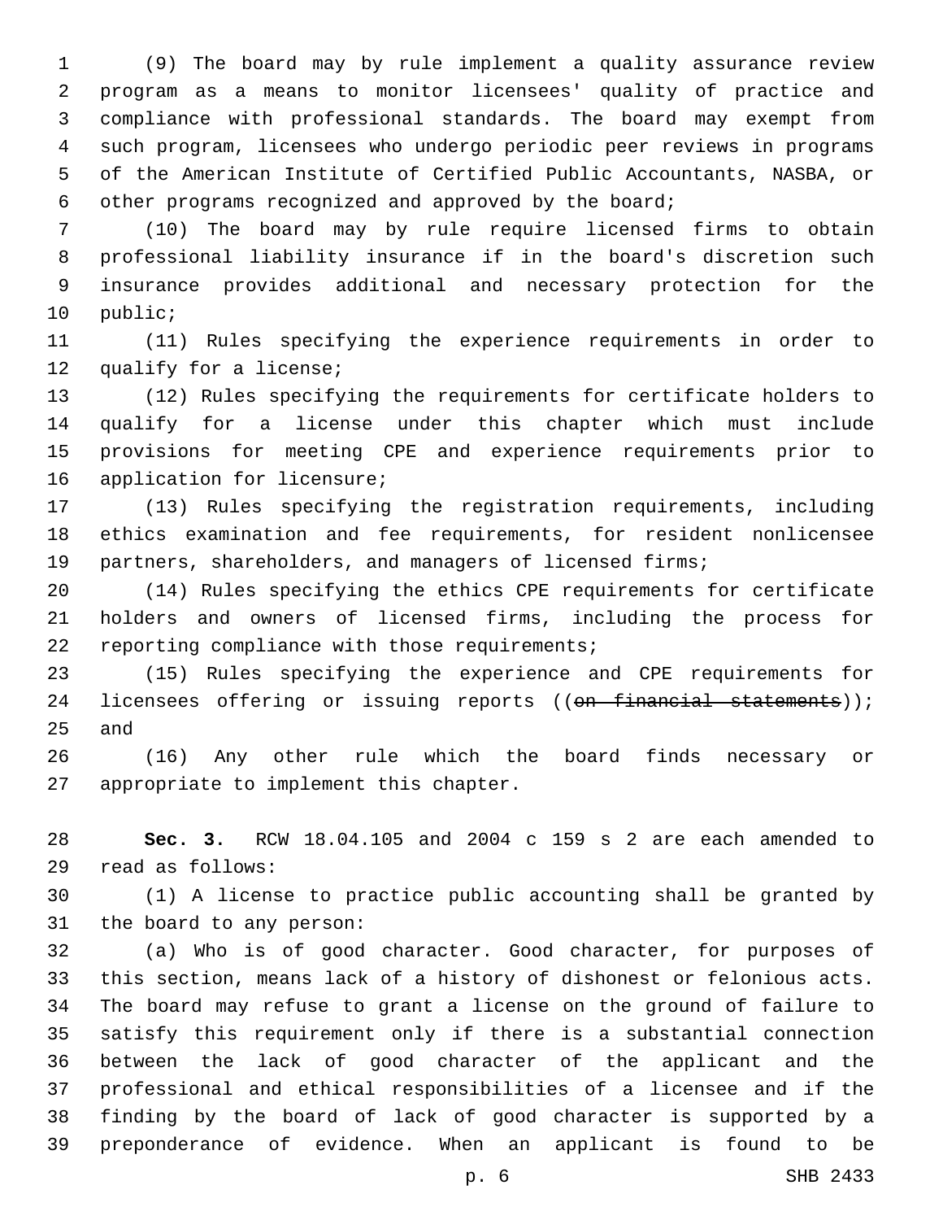(9) The board may by rule implement a quality assurance review program as a means to monitor licensees' quality of practice and compliance with professional standards. The board may exempt from such program, licensees who undergo periodic peer reviews in programs of the American Institute of Certified Public Accountants, NASBA, or other programs recognized and approved by the board;

(10) The board may by rule require licensed firms to obtain professional liability insurance if in the board's discretion such insurance provides additional and necessary protection for the public;

(11) Rules specifying the experience requirements in order to qualify for a license;

(12) Rules specifying the requirements for certificate holders to qualify for a license under this chapter which must include provisions for meeting CPE and experience requirements prior to application for licensure;

(13) Rules specifying the registration requirements, including ethics examination and fee requirements, for resident nonlicensee partners, shareholders, and managers of licensed firms;

(14) Rules specifying the ethics CPE requirements for certificate holders and owners of licensed firms, including the process for reporting compliance with those requirements;

(15) Rules specifying the experience and CPE requirements for licensees offering or issuing reports ((~~on financial statements~~)); and

(16) Any other rule which the board finds necessary or appropriate to implement this chapter.

**Sec. 3.** RCW 18.04.105 and 2004 c 159 s 2 are each amended to read as follows:

(1) A license to practice public accounting shall be granted by the board to any person:

(a) Who is of good character. Good character, for purposes of this section, means lack of a history of dishonest or felonious acts. The board may refuse to grant a license on the ground of failure to satisfy this requirement only if there is a substantial connection between the lack of good character of the applicant and the professional and ethical responsibilities of a licensee and if the finding by the board of lack of good character is supported by a preponderance of evidence. When an applicant is found to be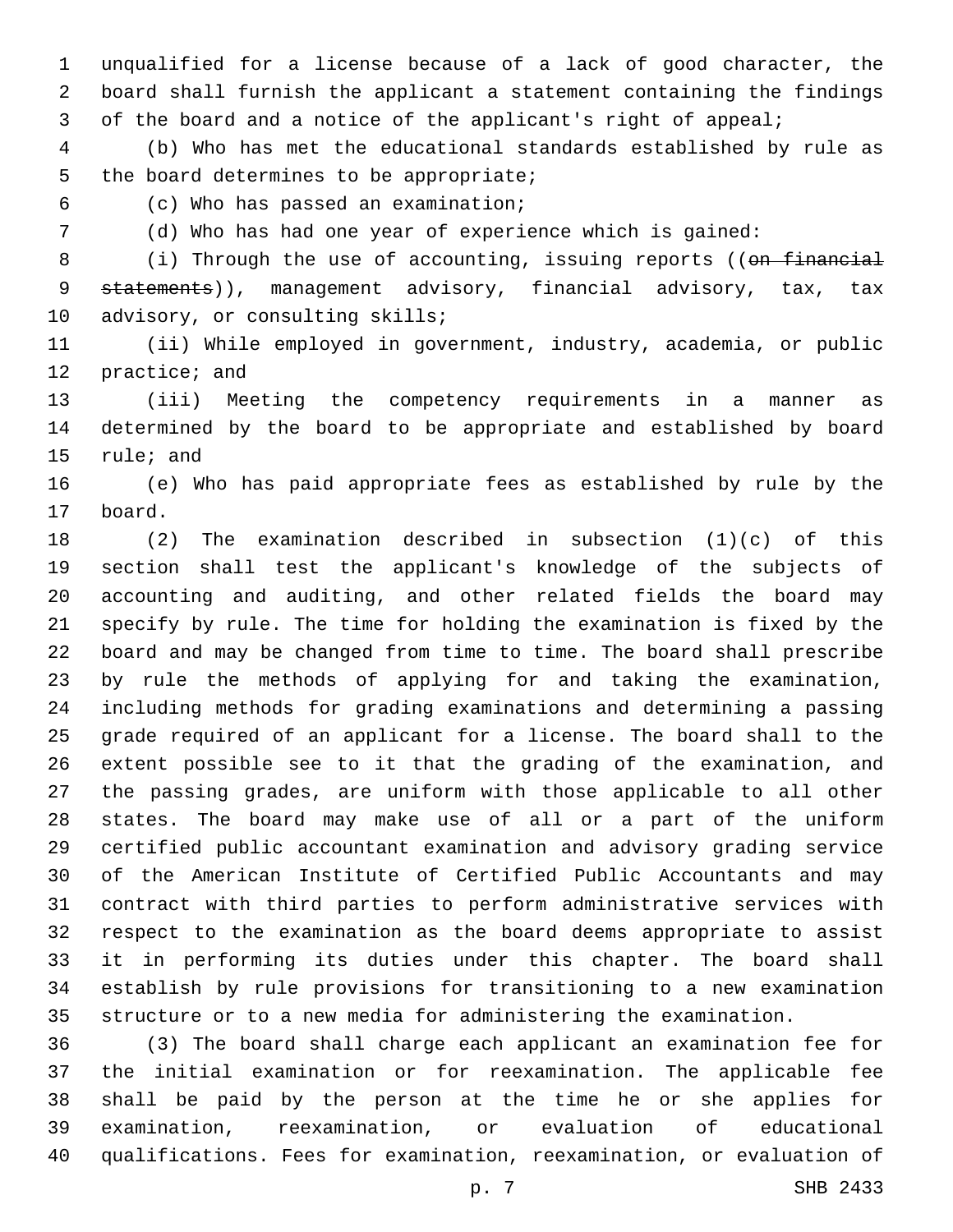unqualified for a license because of a lack of good character, the board shall furnish the applicant a statement containing the findings of the board and a notice of the applicant's right of appeal;

(b) Who has met the educational standards established by rule as the board determines to be appropriate;

(c) Who has passed an examination;

(d) Who has had one year of experience which is gained:

(i) Through the use of accounting, issuing reports ((~~on financial statements~~)), management advisory, financial advisory, tax, tax advisory, or consulting skills;

(ii) While employed in government, industry, academia, or public practice; and

(iii) Meeting the competency requirements in a manner as determined by the board to be appropriate and established by board rule; and

(e) Who has paid appropriate fees as established by rule by the board.

(2) The examination described in subsection (1)(c) of this section shall test the applicant's knowledge of the subjects of accounting and auditing, and other related fields the board may specify by rule. The time for holding the examination is fixed by the board and may be changed from time to time. The board shall prescribe by rule the methods of applying for and taking the examination, including methods for grading examinations and determining a passing grade required of an applicant for a license. The board shall to the extent possible see to it that the grading of the examination, and the passing grades, are uniform with those applicable to all other states. The board may make use of all or a part of the uniform certified public accountant examination and advisory grading service of the American Institute of Certified Public Accountants and may contract with third parties to perform administrative services with respect to the examination as the board deems appropriate to assist it in performing its duties under this chapter. The board shall establish by rule provisions for transitioning to a new examination structure or to a new media for administering the examination.

(3) The board shall charge each applicant an examination fee for the initial examination or for reexamination. The applicable fee shall be paid by the person at the time he or she applies for examination, reexamination, or evaluation of educational qualifications. Fees for examination, reexamination, or evaluation of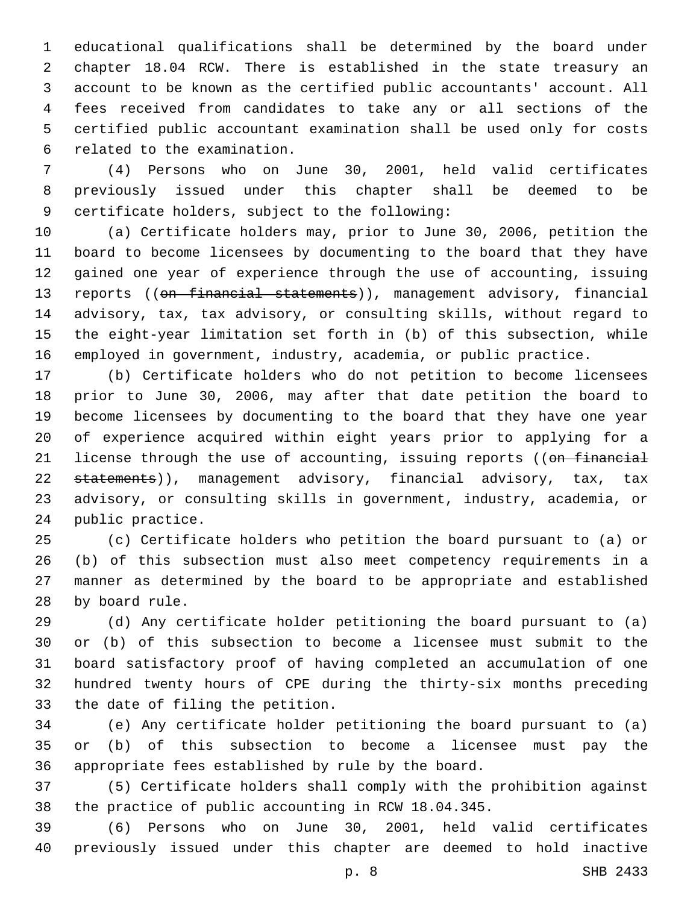educational qualifications shall be determined by the board under chapter 18.04 RCW. There is established in the state treasury an account to be known as the certified public accountants' account. All fees received from candidates to take any or all sections of the certified public accountant examination shall be used only for costs related to the examination.

(4) Persons who on June 30, 2001, held valid certificates previously issued under this chapter shall be deemed to be certificate holders, subject to the following:

(a) Certificate holders may, prior to June 30, 2006, petition the board to become licensees by documenting to the board that they have gained one year of experience through the use of accounting, issuing reports ((~~on financial statements~~)), management advisory, financial advisory, tax, tax advisory, or consulting skills, without regard to the eight-year limitation set forth in (b) of this subsection, while employed in government, industry, academia, or public practice.

(b) Certificate holders who do not petition to become licensees prior to June 30, 2006, may after that date petition the board to become licensees by documenting to the board that they have one year of experience acquired within eight years prior to applying for a license through the use of accounting, issuing reports ((~~on financial statements~~)), management advisory, financial advisory, tax, tax advisory, or consulting skills in government, industry, academia, or public practice.

(c) Certificate holders who petition the board pursuant to (a) or (b) of this subsection must also meet competency requirements in a manner as determined by the board to be appropriate and established by board rule.

(d) Any certificate holder petitioning the board pursuant to (a) or (b) of this subsection to become a licensee must submit to the board satisfactory proof of having completed an accumulation of one hundred twenty hours of CPE during the thirty-six months preceding the date of filing the petition.

(e) Any certificate holder petitioning the board pursuant to (a) or (b) of this subsection to become a licensee must pay the appropriate fees established by rule by the board.

(5) Certificate holders shall comply with the prohibition against the practice of public accounting in RCW 18.04.345.

(6) Persons who on June 30, 2001, held valid certificates previously issued under this chapter are deemed to hold inactive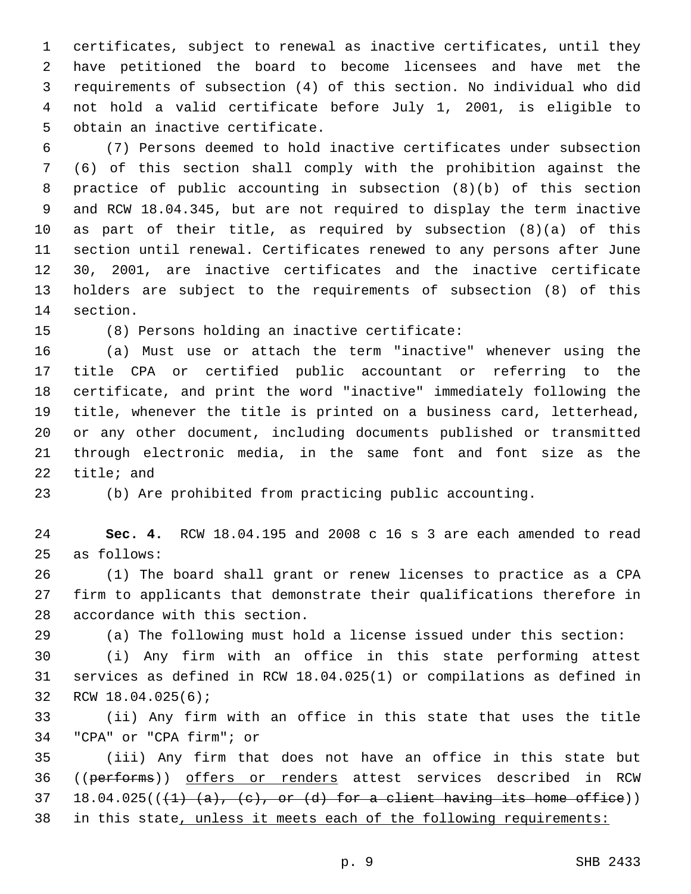certificates, subject to renewal as inactive certificates, until they have petitioned the board to become licensees and have met the requirements of subsection (4) of this section. No individual who did not hold a valid certificate before July 1, 2001, is eligible to obtain an inactive certificate.

(7) Persons deemed to hold inactive certificates under subsection (6) of this section shall comply with the prohibition against the practice of public accounting in subsection (8)(b) of this section and RCW 18.04.345, but are not required to display the term inactive as part of their title, as required by subsection (8)(a) of this section until renewal. Certificates renewed to any persons after June 30, 2001, are inactive certificates and the inactive certificate holders are subject to the requirements of subsection (8) of this section.

(8) Persons holding an inactive certificate:

(a) Must use or attach the term "inactive" whenever using the title CPA or certified public accountant or referring to the certificate, and print the word "inactive" immediately following the title, whenever the title is printed on a business card, letterhead, or any other document, including documents published or transmitted through electronic media, in the same font and font size as the title; and

(b) Are prohibited from practicing public accounting.

**Sec. 4.** RCW 18.04.195 and 2008 c 16 s 3 are each amended to read as follows:

(1) The board shall grant or renew licenses to practice as a CPA firm to applicants that demonstrate their qualifications therefore in accordance with this section.

(a) The following must hold a license issued under this section:

(i) Any firm with an office in this state performing attest services as defined in RCW 18.04.025(1) or compilations as defined in RCW 18.04.025(6);

(ii) Any firm with an office in this state that uses the title "CPA" or "CPA firm"; or

(iii) Any firm that does not have an office in this state but ((~~performs~~)) <u>offers or renders</u> attest services described in RCW 18.04.025((~~(1) (a), (c), or (d) for a client having its home office~~)) in this state<u>, unless it meets each of the following requirements:</u>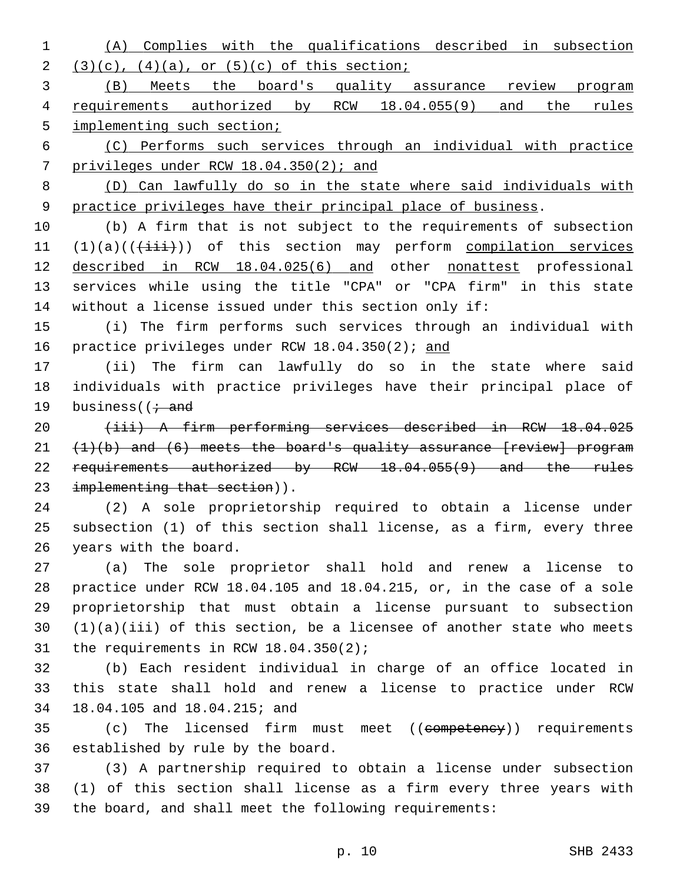(A) Complies with the qualifications described in subsection (3)(c), (4)(a), or (5)(c) of this section;

(B) Meets the board's quality assurance review program requirements authorized by RCW 18.04.055(9) and the rules implementing such section;

(C) Performs such services through an individual with practice privileges under RCW 18.04.350(2); and

(D) Can lawfully do so in the state where said individuals with practice privileges have their principal place of business.

(b) A firm that is not subject to the requirements of subsection (1)(a)(((iii))) of this section may perform compilation services described in RCW 18.04.025(6) and other nonattest professional services while using the title "CPA" or "CPA firm" in this state without a license issued under this section only if:

(i) The firm performs such services through an individual with practice privileges under RCW 18.04.350(2); and

(ii) The firm can lawfully do so in the state where said individuals with practice privileges have their principal place of business((; and

(iii) A firm performing services described in RCW 18.04.025 (1)(b) and (6) meets the board's quality assurance [review] program requirements authorized by RCW 18.04.055(9) and the rules implementing that section)).

(2) A sole proprietorship required to obtain a license under subsection (1) of this section shall license, as a firm, every three years with the board.

(a) The sole proprietor shall hold and renew a license to practice under RCW 18.04.105 and 18.04.215, or, in the case of a sole proprietorship that must obtain a license pursuant to subsection (1)(a)(iii) of this section, be a licensee of another state who meets the requirements in RCW 18.04.350(2);

(b) Each resident individual in charge of an office located in this state shall hold and renew a license to practice under RCW 18.04.105 and 18.04.215; and

(c) The licensed firm must meet ((competency)) requirements established by rule by the board.

(3) A partnership required to obtain a license under subsection (1) of this section shall license as a firm every three years with the board, and shall meet the following requirements: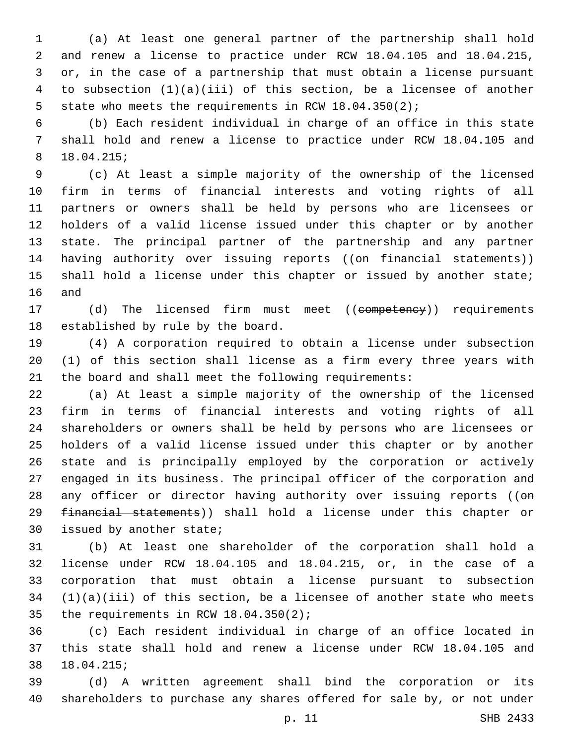(a) At least one general partner of the partnership shall hold and renew a license to practice under RCW 18.04.105 and 18.04.215, or, in the case of a partnership that must obtain a license pursuant to subsection (1)(a)(iii) of this section, be a licensee of another state who meets the requirements in RCW 18.04.350(2);

(b) Each resident individual in charge of an office in this state shall hold and renew a license to practice under RCW 18.04.105 and 18.04.215;

(c) At least a simple majority of the ownership of the licensed firm in terms of financial interests and voting rights of all partners or owners shall be held by persons who are licensees or holders of a valid license issued under this chapter or by another state. The principal partner of the partnership and any partner having authority over issuing reports ((~~on financial statements~~)) shall hold a license under this chapter or issued by another state; and

(d) The licensed firm must meet ((~~competency~~)) requirements established by rule by the board.

(4) A corporation required to obtain a license under subsection (1) of this section shall license as a firm every three years with the board and shall meet the following requirements:

(a) At least a simple majority of the ownership of the licensed firm in terms of financial interests and voting rights of all shareholders or owners shall be held by persons who are licensees or holders of a valid license issued under this chapter or by another state and is principally employed by the corporation or actively engaged in its business. The principal officer of the corporation and any officer or director having authority over issuing reports ((~~on financial statements~~)) shall hold a license under this chapter or issued by another state;

(b) At least one shareholder of the corporation shall hold a license under RCW 18.04.105 and 18.04.215, or, in the case of a corporation that must obtain a license pursuant to subsection (1)(a)(iii) of this section, be a licensee of another state who meets the requirements in RCW 18.04.350(2);

(c) Each resident individual in charge of an office located in this state shall hold and renew a license under RCW 18.04.105 and 18.04.215;

(d) A written agreement shall bind the corporation or its shareholders to purchase any shares offered for sale by, or not under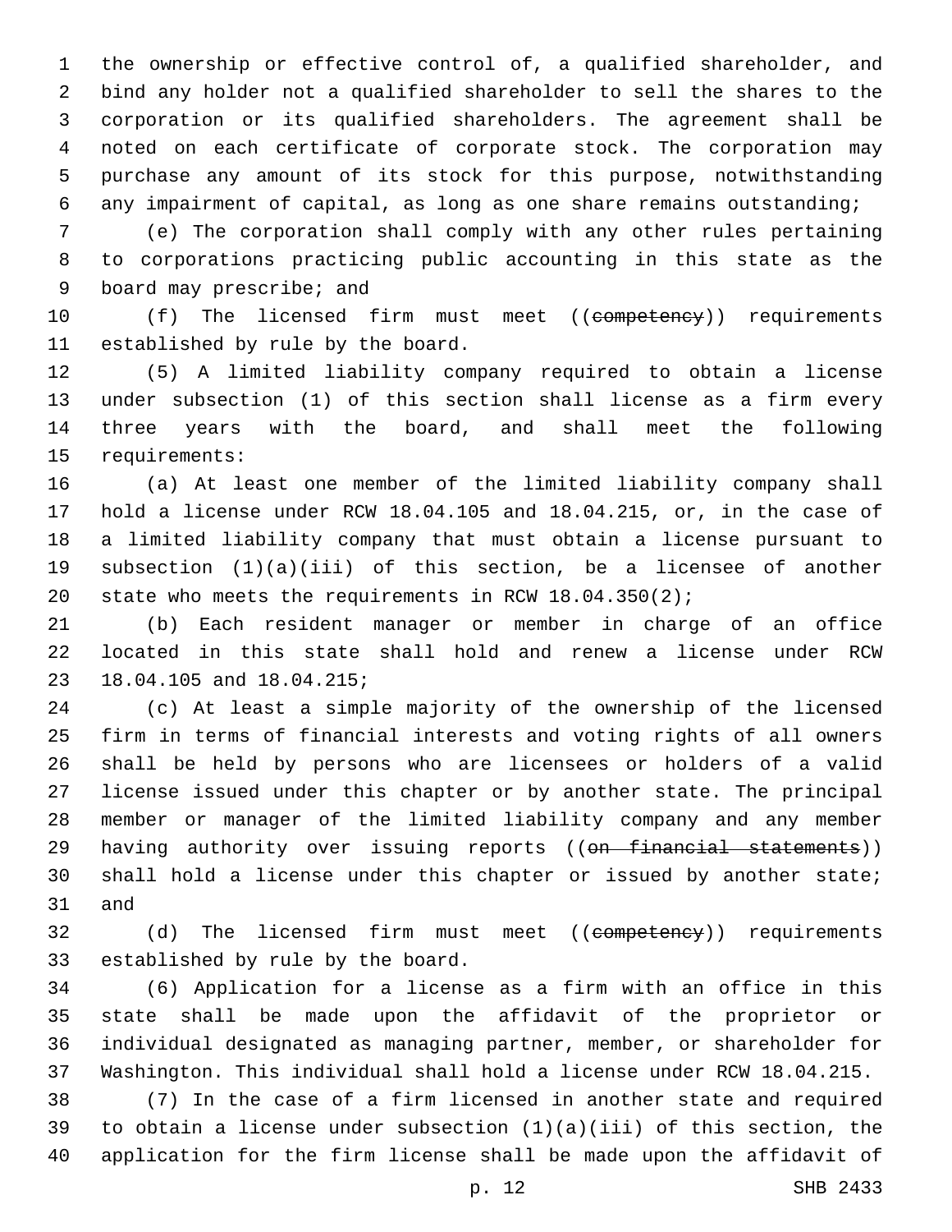the ownership or effective control of, a qualified shareholder, and bind any holder not a qualified shareholder to sell the shares to the corporation or its qualified shareholders. The agreement shall be noted on each certificate of corporate stock. The corporation may purchase any amount of its stock for this purpose, notwithstanding any impairment of capital, as long as one share remains outstanding;

(e) The corporation shall comply with any other rules pertaining to corporations practicing public accounting in this state as the board may prescribe; and

(f) The licensed firm must meet ((~~competency~~)) requirements established by rule by the board.

(5) A limited liability company required to obtain a license under subsection (1) of this section shall license as a firm every three years with the board, and shall meet the following requirements:

(a) At least one member of the limited liability company shall hold a license under RCW 18.04.105 and 18.04.215, or, in the case of a limited liability company that must obtain a license pursuant to subsection (1)(a)(iii) of this section, be a licensee of another state who meets the requirements in RCW 18.04.350(2);

(b) Each resident manager or member in charge of an office located in this state shall hold and renew a license under RCW 18.04.105 and 18.04.215;

(c) At least a simple majority of the ownership of the licensed firm in terms of financial interests and voting rights of all owners shall be held by persons who are licensees or holders of a valid license issued under this chapter or by another state. The principal member or manager of the limited liability company and any member having authority over issuing reports ((~~on financial statements~~)) shall hold a license under this chapter or issued by another state; and

(d) The licensed firm must meet ((~~competency~~)) requirements established by rule by the board.

(6) Application for a license as a firm with an office in this state shall be made upon the affidavit of the proprietor or individual designated as managing partner, member, or shareholder for Washington. This individual shall hold a license under RCW 18.04.215.

(7) In the case of a firm licensed in another state and required to obtain a license under subsection (1)(a)(iii) of this section, the application for the firm license shall be made upon the affidavit of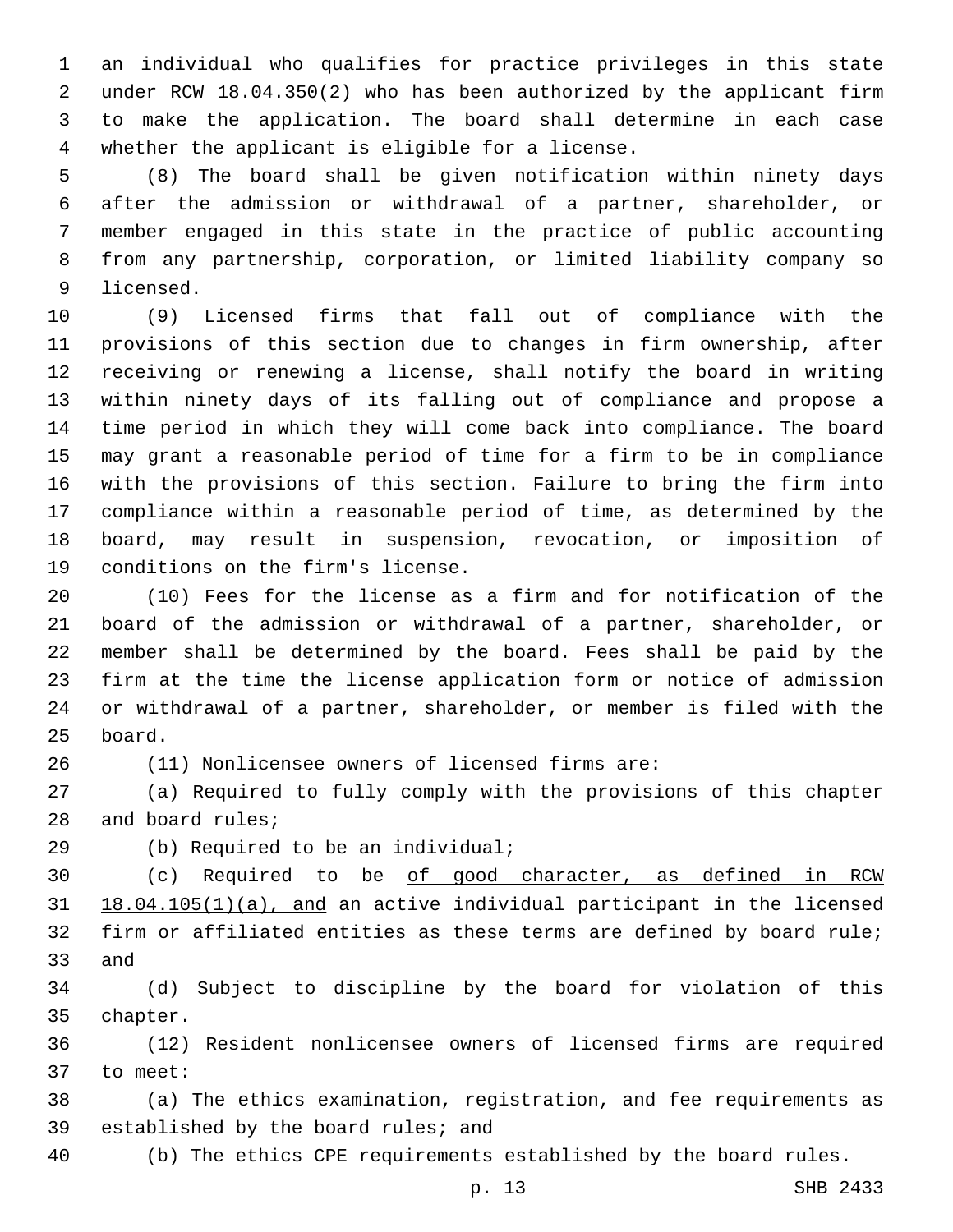an individual who qualifies for practice privileges in this state under RCW 18.04.350(2) who has been authorized by the applicant firm to make the application. The board shall determine in each case whether the applicant is eligible for a license.

(8) The board shall be given notification within ninety days after the admission or withdrawal of a partner, shareholder, or member engaged in this state in the practice of public accounting from any partnership, corporation, or limited liability company so licensed.

(9) Licensed firms that fall out of compliance with the provisions of this section due to changes in firm ownership, after receiving or renewing a license, shall notify the board in writing within ninety days of its falling out of compliance and propose a time period in which they will come back into compliance. The board may grant a reasonable period of time for a firm to be in compliance with the provisions of this section. Failure to bring the firm into compliance within a reasonable period of time, as determined by the board, may result in suspension, revocation, or imposition of conditions on the firm's license.

(10) Fees for the license as a firm and for notification of the board of the admission or withdrawal of a partner, shareholder, or member shall be determined by the board. Fees shall be paid by the firm at the time the license application form or notice of admission or withdrawal of a partner, shareholder, or member is filed with the board.

(11) Nonlicensee owners of licensed firms are:

(a) Required to fully comply with the provisions of this chapter and board rules;

(b) Required to be an individual;

(c) Required to be <u>of good character, as defined in RCW 18.04.105(1)(a), and</u> an active individual participant in the licensed firm or affiliated entities as these terms are defined by board rule; and

(d) Subject to discipline by the board for violation of this chapter.

(12) Resident nonlicensee owners of licensed firms are required to meet:

(a) The ethics examination, registration, and fee requirements as established by the board rules; and

(b) The ethics CPE requirements established by the board rules.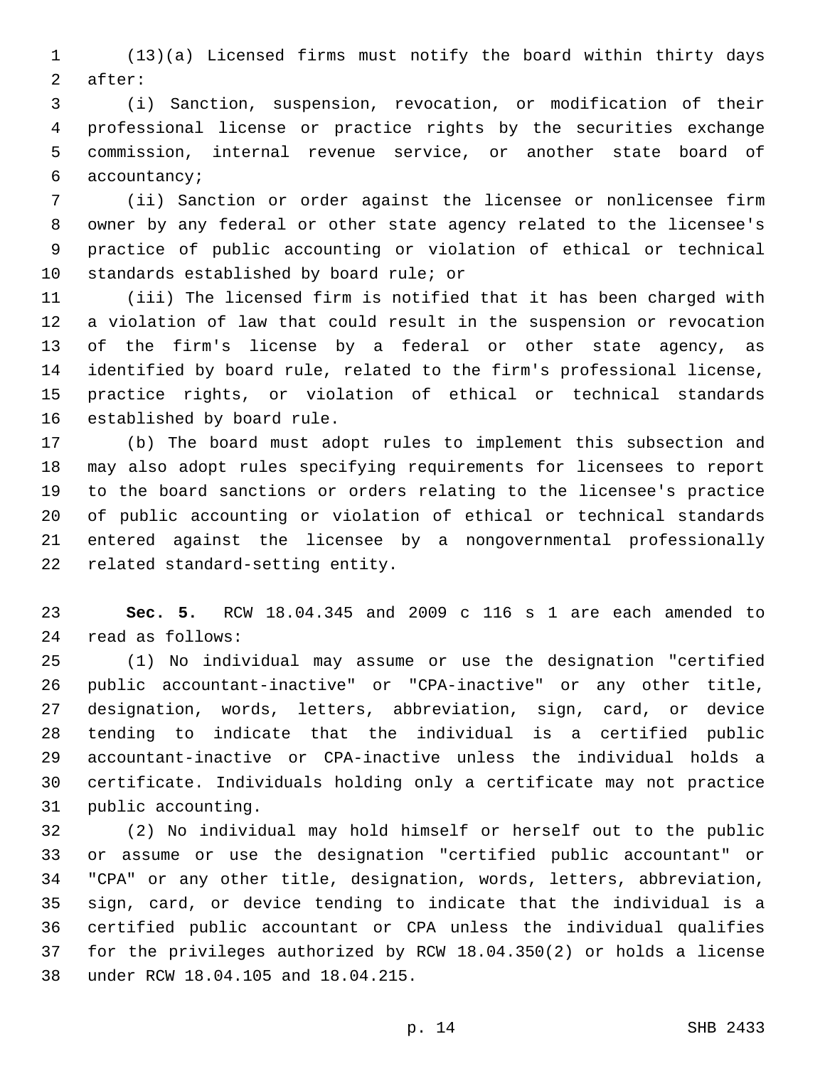(13)(a) Licensed firms must notify the board within thirty days after:

(i) Sanction, suspension, revocation, or modification of their professional license or practice rights by the securities exchange commission, internal revenue service, or another state board of accountancy;

(ii) Sanction or order against the licensee or nonlicensee firm owner by any federal or other state agency related to the licensee's practice of public accounting or violation of ethical or technical standards established by board rule; or

(iii) The licensed firm is notified that it has been charged with a violation of law that could result in the suspension or revocation of the firm's license by a federal or other state agency, as identified by board rule, related to the firm's professional license, practice rights, or violation of ethical or technical standards established by board rule.

(b) The board must adopt rules to implement this subsection and may also adopt rules specifying requirements for licensees to report to the board sanctions or orders relating to the licensee's practice of public accounting or violation of ethical or technical standards entered against the licensee by a nongovernmental professionally related standard-setting entity.

**Sec. 5.** RCW 18.04.345 and 2009 c 116 s 1 are each amended to read as follows:

(1) No individual may assume or use the designation "certified public accountant-inactive" or "CPA-inactive" or any other title, designation, words, letters, abbreviation, sign, card, or device tending to indicate that the individual is a certified public accountant-inactive or CPA-inactive unless the individual holds a certificate. Individuals holding only a certificate may not practice public accounting.

(2) No individual may hold himself or herself out to the public or assume or use the designation "certified public accountant" or "CPA" or any other title, designation, words, letters, abbreviation, sign, card, or device tending to indicate that the individual is a certified public accountant or CPA unless the individual qualifies for the privileges authorized by RCW 18.04.350(2) or holds a license under RCW 18.04.105 and 18.04.215.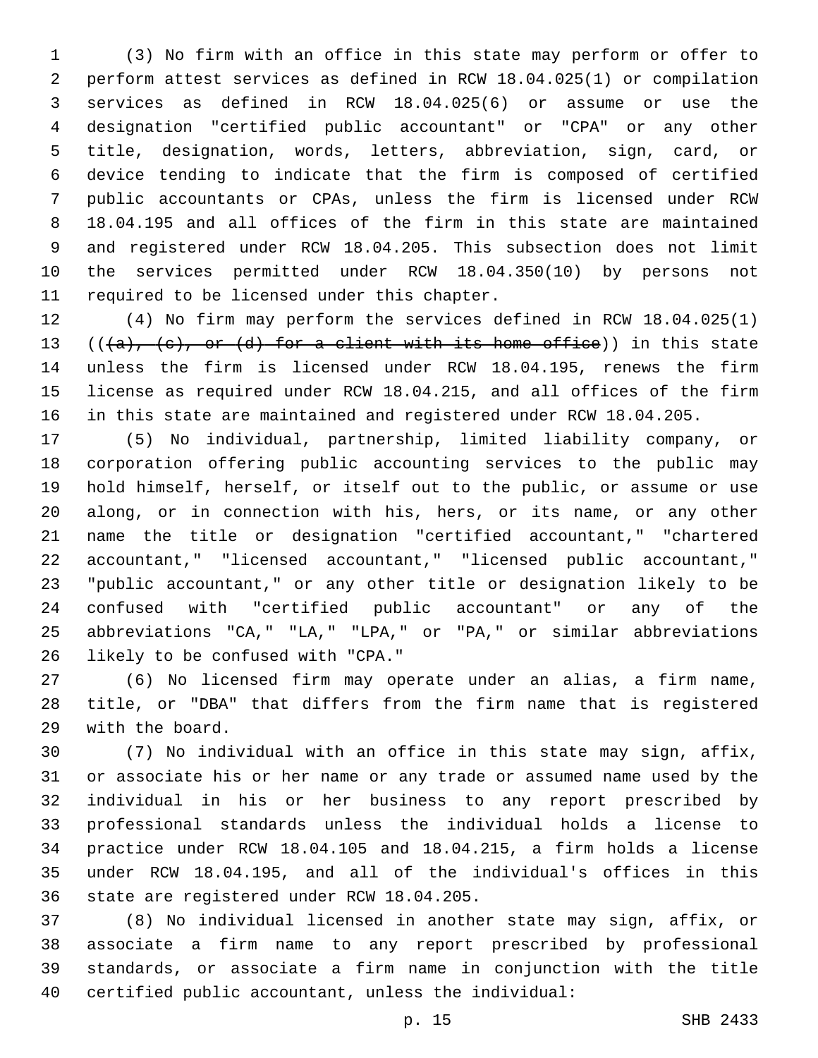(3) No firm with an office in this state may perform or offer to perform attest services as defined in RCW 18.04.025(1) or compilation services as defined in RCW 18.04.025(6) or assume or use the designation "certified public accountant" or "CPA" or any other title, designation, words, letters, abbreviation, sign, card, or device tending to indicate that the firm is composed of certified public accountants or CPAs, unless the firm is licensed under RCW 18.04.195 and all offices of the firm in this state are maintained and registered under RCW 18.04.205. This subsection does not limit the services permitted under RCW 18.04.350(10) by persons not required to be licensed under this chapter.

(4) No firm may perform the services defined in RCW 18.04.025(1) ((~~(a), (c), or (d) for a client with its home office~~)) in this state unless the firm is licensed under RCW 18.04.195, renews the firm license as required under RCW 18.04.215, and all offices of the firm in this state are maintained and registered under RCW 18.04.205.

(5) No individual, partnership, limited liability company, or corporation offering public accounting services to the public may hold himself, herself, or itself out to the public, or assume or use along, or in connection with his, hers, or its name, or any other name the title or designation "certified accountant," "chartered accountant," "licensed accountant," "licensed public accountant," "public accountant," or any other title or designation likely to be confused with "certified public accountant" or any of the abbreviations "CA," "LA," "LPA," or "PA," or similar abbreviations likely to be confused with "CPA."

(6) No licensed firm may operate under an alias, a firm name, title, or "DBA" that differs from the firm name that is registered with the board.

(7) No individual with an office in this state may sign, affix, or associate his or her name or any trade or assumed name used by the individual in his or her business to any report prescribed by professional standards unless the individual holds a license to practice under RCW 18.04.105 and 18.04.215, a firm holds a license under RCW 18.04.195, and all of the individual's offices in this state are registered under RCW 18.04.205.

(8) No individual licensed in another state may sign, affix, or associate a firm name to any report prescribed by professional standards, or associate a firm name in conjunction with the title certified public accountant, unless the individual: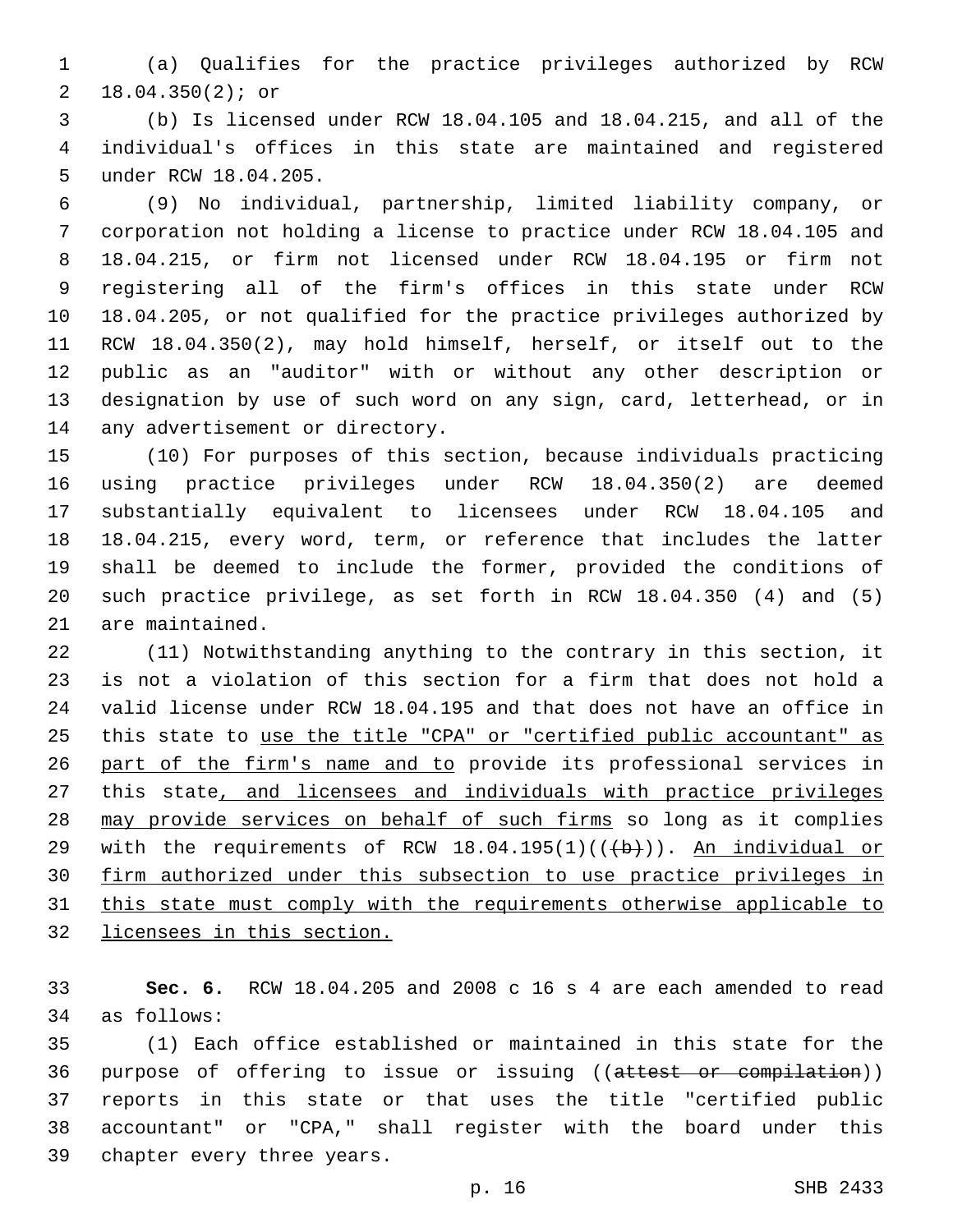(a) Qualifies for the practice privileges authorized by RCW 18.04.350(2); or

(b) Is licensed under RCW 18.04.105 and 18.04.215, and all of the individual's offices in this state are maintained and registered under RCW 18.04.205.

(9) No individual, partnership, limited liability company, or corporation not holding a license to practice under RCW 18.04.105 and 18.04.215, or firm not licensed under RCW 18.04.195 or firm not registering all of the firm's offices in this state under RCW 18.04.205, or not qualified for the practice privileges authorized by RCW 18.04.350(2), may hold himself, herself, or itself out to the public as an "auditor" with or without any other description or designation by use of such word on any sign, card, letterhead, or in any advertisement or directory.

(10) For purposes of this section, because individuals practicing using practice privileges under RCW 18.04.350(2) are deemed substantially equivalent to licensees under RCW 18.04.105 and 18.04.215, every word, term, or reference that includes the latter shall be deemed to include the former, provided the conditions of such practice privilege, as set forth in RCW 18.04.350 (4) and (5) are maintained.

(11) Notwithstanding anything to the contrary in this section, it is not a violation of this section for a firm that does not hold a valid license under RCW 18.04.195 and that does not have an office in this state to <u>use the title "CPA" or "certified public accountant" as part of the firm's name and to</u> provide its professional services in this state<u>, and licensees and individuals with practice privileges may provide services on behalf of such firms</u> so long as it complies with the requirements of RCW 18.04.195(1)((~~(b)~~)). <u>An individual or firm authorized under this subsection to use practice privileges in this state must comply with the requirements otherwise applicable to licensees in this section.</u>

**Sec. 6.** RCW 18.04.205 and 2008 c 16 s 4 are each amended to read as follows:

(1) Each office established or maintained in this state for the purpose of offering to issue or issuing ((~~attest or compilation~~)) reports in this state or that uses the title "certified public accountant" or "CPA," shall register with the board under this chapter every three years.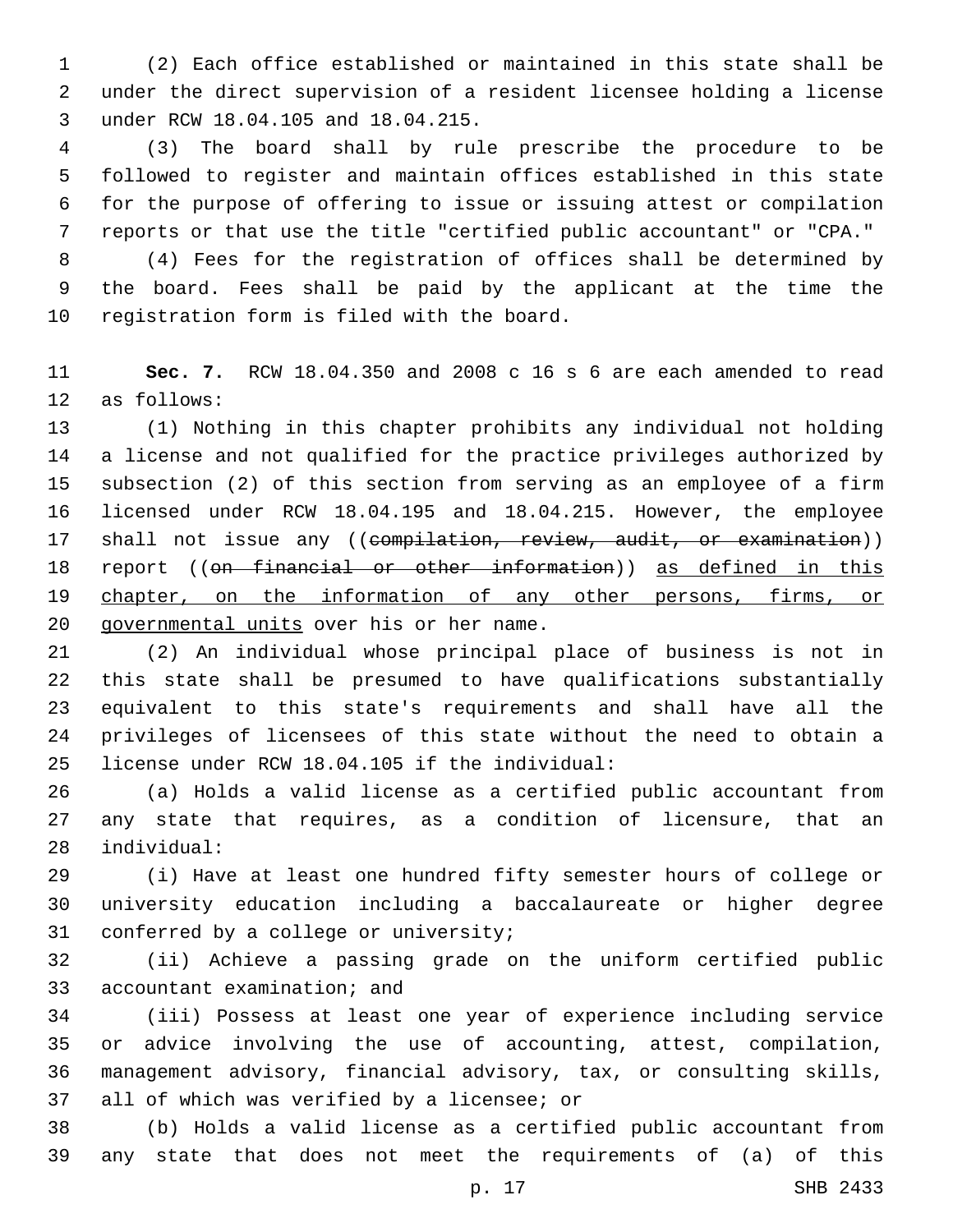(2) Each office established or maintained in this state shall be under the direct supervision of a resident licensee holding a license under RCW 18.04.105 and 18.04.215.

(3) The board shall by rule prescribe the procedure to be followed to register and maintain offices established in this state for the purpose of offering to issue or issuing attest or compilation reports or that use the title "certified public accountant" or "CPA."

(4) Fees for the registration of offices shall be determined by the board. Fees shall be paid by the applicant at the time the registration form is filed with the board.

**Sec. 7.** RCW 18.04.350 and 2008 c 16 s 6 are each amended to read as follows:

(1) Nothing in this chapter prohibits any individual not holding a license and not qualified for the practice privileges authorized by subsection (2) of this section from serving as an employee of a firm licensed under RCW 18.04.195 and 18.04.215. However, the employee shall not issue any ((~~compilation, review, audit, or examination~~)) report ((~~on financial or other information~~)) <u>as defined in this chapter, on the information of any other persons, firms, or governmental units</u> over his or her name.

(2) An individual whose principal place of business is not in this state shall be presumed to have qualifications substantially equivalent to this state's requirements and shall have all the privileges of licensees of this state without the need to obtain a license under RCW 18.04.105 if the individual:

(a) Holds a valid license as a certified public accountant from any state that requires, as a condition of licensure, that an individual:

(i) Have at least one hundred fifty semester hours of college or university education including a baccalaureate or higher degree conferred by a college or university;

(ii) Achieve a passing grade on the uniform certified public accountant examination; and

(iii) Possess at least one year of experience including service or advice involving the use of accounting, attest, compilation, management advisory, financial advisory, tax, or consulting skills, all of which was verified by a licensee; or

(b) Holds a valid license as a certified public accountant from any state that does not meet the requirements of (a) of this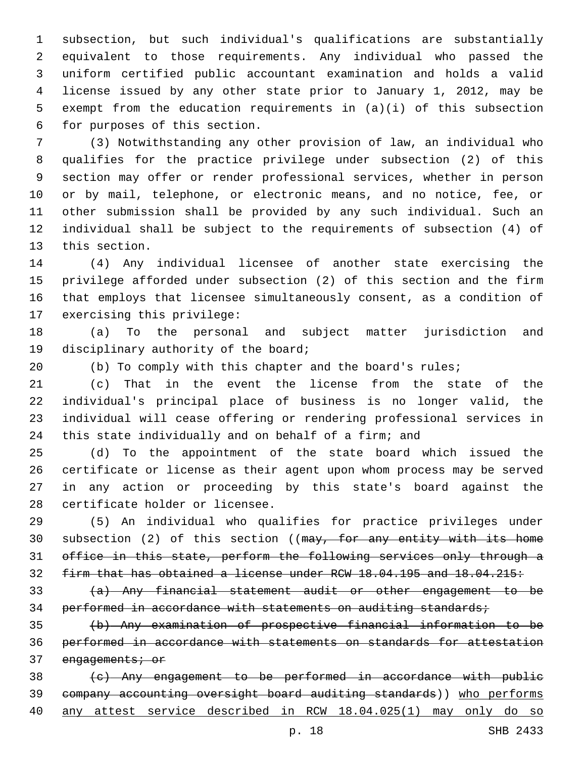subsection, but such individual's qualifications are substantially equivalent to those requirements. Any individual who passed the uniform certified public accountant examination and holds a valid license issued by any other state prior to January 1, 2012, may be exempt from the education requirements in (a)(i) of this subsection for purposes of this section.

(3) Notwithstanding any other provision of law, an individual who qualifies for the practice privilege under subsection (2) of this section may offer or render professional services, whether in person or by mail, telephone, or electronic means, and no notice, fee, or other submission shall be provided by any such individual. Such an individual shall be subject to the requirements of subsection (4) of this section.

(4) Any individual licensee of another state exercising the privilege afforded under subsection (2) of this section and the firm that employs that licensee simultaneously consent, as a condition of exercising this privilege:

(a) To the personal and subject matter jurisdiction and disciplinary authority of the board;

(b) To comply with this chapter and the board's rules;

(c) That in the event the license from the state of the individual's principal place of business is no longer valid, the individual will cease offering or rendering professional services in this state individually and on behalf of a firm; and

(d) To the appointment of the state board which issued the certificate or license as their agent upon whom process may be served in any action or proceeding by this state's board against the certificate holder or licensee.

(5) An individual who qualifies for practice privileges under subsection (2) of this section ((~~may, for any entity with its home office in this state, perform the following services only through a firm that has obtained a license under RCW 18.04.195 and 18.04.215:~~

~~(a) Any financial statement audit or other engagement to be performed in accordance with statements on auditing standards;~~

~~(b) Any examination of prospective financial information to be performed in accordance with statements on standards for attestation engagements; or~~

~~(c) Any engagement to be performed in accordance with public company accounting oversight board auditing standards~~)) <u>who performs any attest service described in RCW 18.04.025(1) may only do so</u>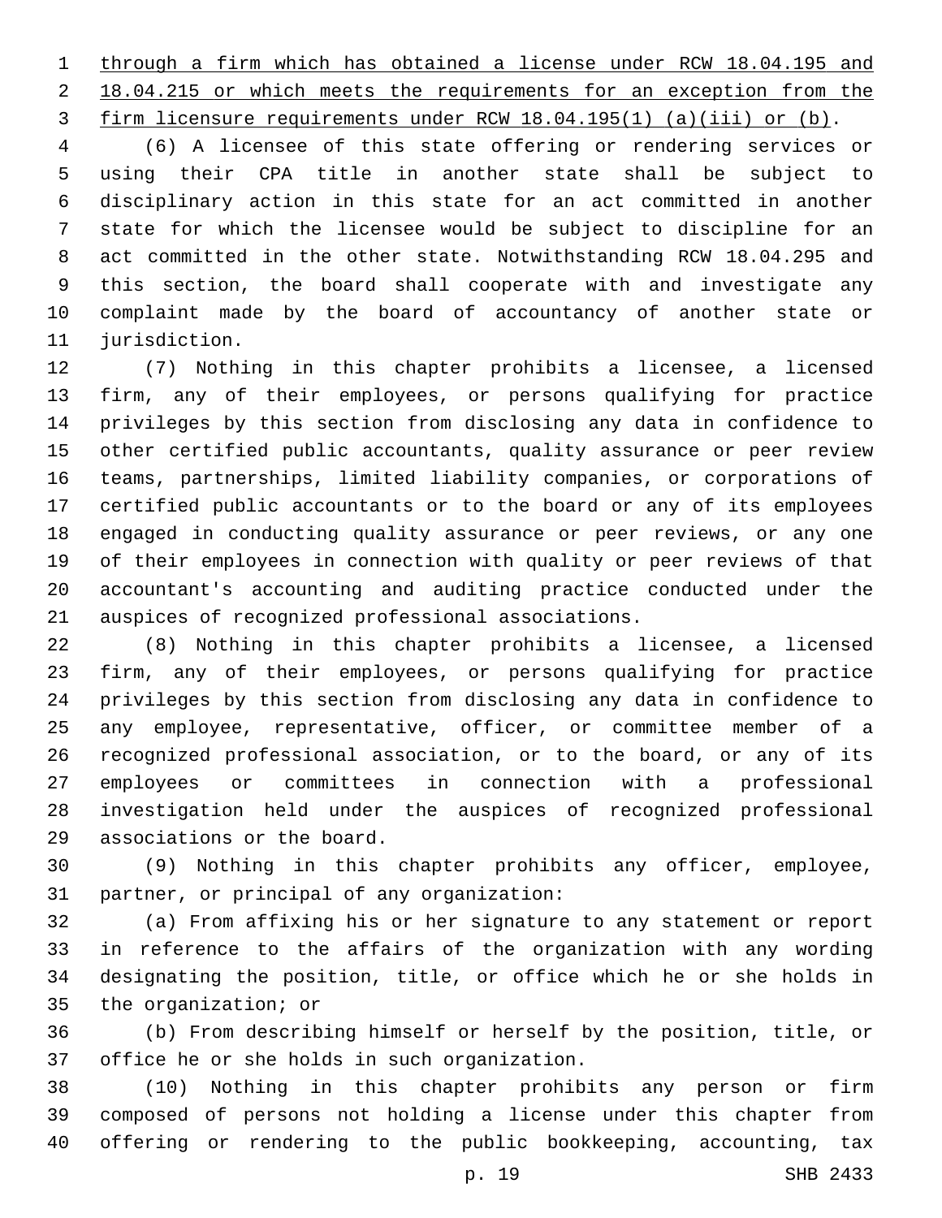through a firm which has obtained a license under RCW 18.04.195 and 18.04.215 or which meets the requirements for an exception from the firm licensure requirements under RCW 18.04.195(1) (a)(iii) or (b).

(6) A licensee of this state offering or rendering services or using their CPA title in another state shall be subject to disciplinary action in this state for an act committed in another state for which the licensee would be subject to discipline for an act committed in the other state. Notwithstanding RCW 18.04.295 and this section, the board shall cooperate with and investigate any complaint made by the board of accountancy of another state or jurisdiction.

(7) Nothing in this chapter prohibits a licensee, a licensed firm, any of their employees, or persons qualifying for practice privileges by this section from disclosing any data in confidence to other certified public accountants, quality assurance or peer review teams, partnerships, limited liability companies, or corporations of certified public accountants or to the board or any of its employees engaged in conducting quality assurance or peer reviews, or any one of their employees in connection with quality or peer reviews of that accountant's accounting and auditing practice conducted under the auspices of recognized professional associations.

(8) Nothing in this chapter prohibits a licensee, a licensed firm, any of their employees, or persons qualifying for practice privileges by this section from disclosing any data in confidence to any employee, representative, officer, or committee member of a recognized professional association, or to the board, or any of its employees or committees in connection with a professional investigation held under the auspices of recognized professional associations or the board.

(9) Nothing in this chapter prohibits any officer, employee, partner, or principal of any organization:

(a) From affixing his or her signature to any statement or report in reference to the affairs of the organization with any wording designating the position, title, or office which he or she holds in the organization; or

(b) From describing himself or herself by the position, title, or office he or she holds in such organization.

(10) Nothing in this chapter prohibits any person or firm composed of persons not holding a license under this chapter from offering or rendering to the public bookkeeping, accounting, tax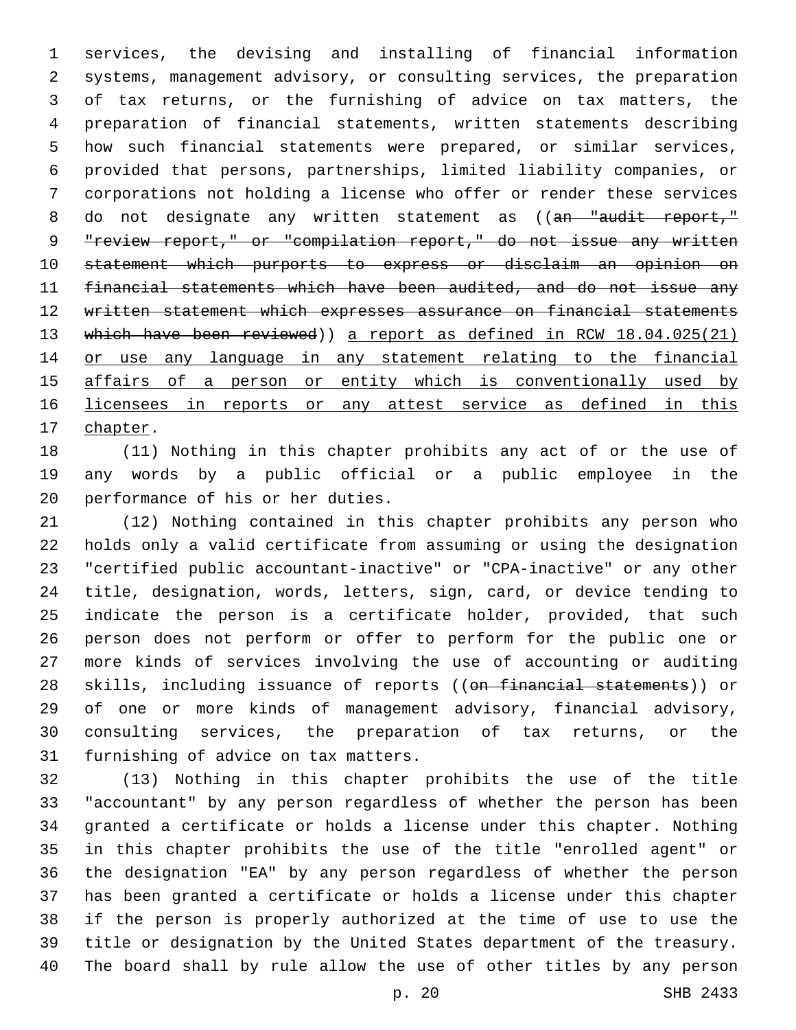services, the devising and installing of financial information systems, management advisory, or consulting services, the preparation of tax returns, or the furnishing of advice on tax matters, the preparation of financial statements, written statements describing how such financial statements were prepared, or similar services, provided that persons, partnerships, limited liability companies, or corporations not holding a license who offer or render these services do not designate any written statement as ((~~an "audit report," "review report," or "compilation report," do not issue any written statement which purports to express or disclaim an opinion on financial statements which have been audited, and do not issue any written statement which expresses assurance on financial statements which have been reviewed~~)) <u>a report as defined in RCW 18.04.025(21) or use any language in any statement relating to the financial affairs of a person or entity which is conventionally used by licensees in reports or any attest service as defined in this chapter</u>.

(11) Nothing in this chapter prohibits any act of or the use of any words by a public official or a public employee in the performance of his or her duties.

(12) Nothing contained in this chapter prohibits any person who holds only a valid certificate from assuming or using the designation "certified public accountant-inactive" or "CPA-inactive" or any other title, designation, words, letters, sign, card, or device tending to indicate the person is a certificate holder, provided, that such person does not perform or offer to perform for the public one or more kinds of services involving the use of accounting or auditing skills, including issuance of reports ((~~on financial statements~~)) or of one or more kinds of management advisory, financial advisory, consulting services, the preparation of tax returns, or the furnishing of advice on tax matters.

(13) Nothing in this chapter prohibits the use of the title "accountant" by any person regardless of whether the person has been granted a certificate or holds a license under this chapter. Nothing in this chapter prohibits the use of the title "enrolled agent" or the designation "EA" by any person regardless of whether the person has been granted a certificate or holds a license under this chapter if the person is properly authorized at the time of use to use the title or designation by the United States department of the treasury. The board shall by rule allow the use of other titles by any person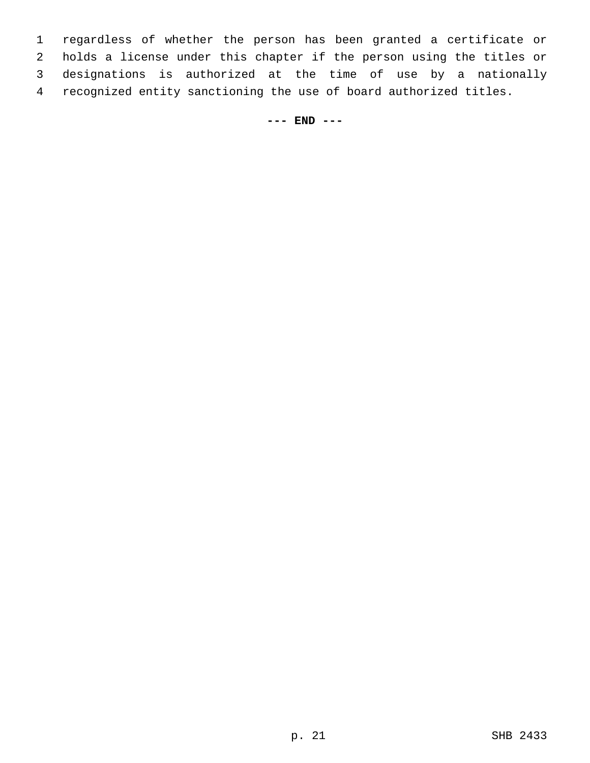regardless of whether the person has been granted a certificate or holds a license under this chapter if the person using the titles or designations is authorized at the time of use by a nationally recognized entity sanctioning the use of board authorized titles.

**--- END ---**